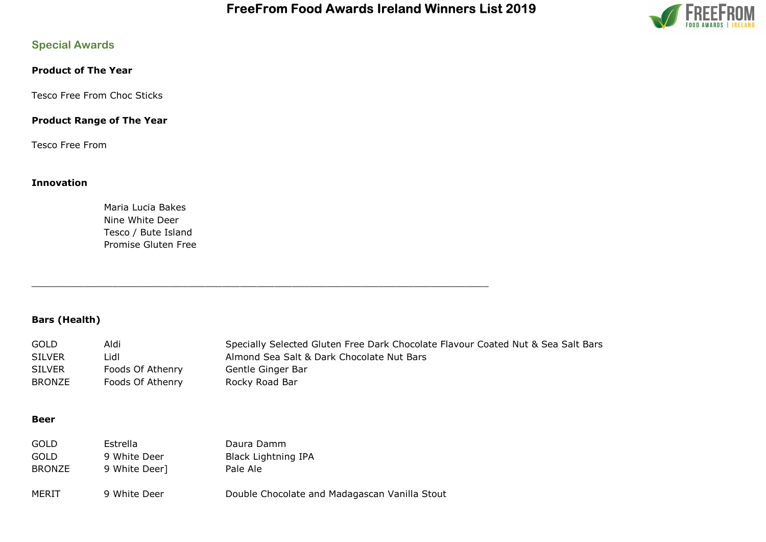# FreeFrom Food Awards Ireland Winners List 2019

## Special Awards

**Product of The Year**

Tesco Free From Choc Sticks

**Product Range of The Year**

Tesco Free From

**Innovation**

Maria Lucia Bakes
Nine White Deer
Tesco / Bute Island
Promise Gluten Free

---

**Bars (Health)**

| | | |
|---|---|---|
| GOLD | Aldi | Specially Selected Gluten Free Dark Chocolate Flavour Coated Nut & Sea Salt Bars |
| SILVER | Lidl | Almond Sea Salt & Dark Chocolate Nut Bars |
| SILVER | Foods Of Athenry | Gentle Ginger Bar |
| BRONZE | Foods Of Athenry | Rocky Road Bar |

**Beer**

| | | |
|---|---|---|
| GOLD | Estrella | Daura Damm |
| GOLD | 9 White Deer | Black Lightning IPA |
| BRONZE | 9 White Deer] | Pale Ale |
| MERIT | 9 White Deer | Double Chocolate and Madagascan Vanilla Stout |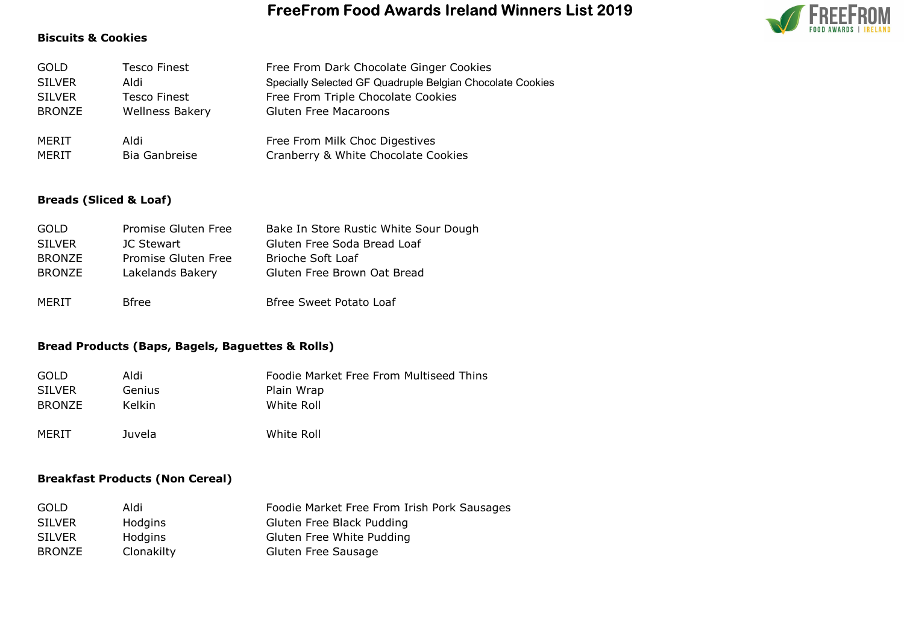# FreeFrom Food Awards Ireland Winners List 2019

### Biscuits & Cookies

| | | |
|---|---|---|
| GOLD | Tesco Finest | Free From Dark Chocolate Ginger Cookies |
| SILVER | Aldi | Specially Selected GF Quadruple Belgian Chocolate Cookies |
| SILVER | Tesco Finest | Free From Triple Chocolate Cookies |
| BRONZE | Wellness Bakery | Gluten Free Macaroons |
| MERIT | Aldi | Free From Milk Choc Digestives |
| MERIT | Bia Ganbreise | Cranberry & White Chocolate Cookies |

### Breads (Sliced & Loaf)

| | | |
|---|---|---|
| GOLD | Promise Gluten Free | Bake In Store Rustic White Sour Dough |
| SILVER | JC Stewart | Gluten Free Soda Bread Loaf |
| BRONZE | Promise Gluten Free | Brioche Soft Loaf |
| BRONZE | Lakelands Bakery | Gluten Free Brown Oat Bread |
| MERIT | Bfree | Bfree Sweet Potato Loaf |

### Bread Products (Baps, Bagels, Baguettes & Rolls)

| | | |
|---|---|---|
| GOLD | Aldi | Foodie Market Free From Multiseed Thins |
| SILVER | Genius | Plain Wrap |
| BRONZE | Kelkin | White Roll |
| MERIT | Juvela | White Roll |

### Breakfast Products (Non Cereal)

| | | |
|---|---|---|
| GOLD | Aldi | Foodie Market Free From Irish Pork Sausages |
| SILVER | Hodgins | Gluten Free Black Pudding |
| SILVER | Hodgins | Gluten Free White Pudding |
| BRONZE | Clonakilty | Gluten Free Sausage |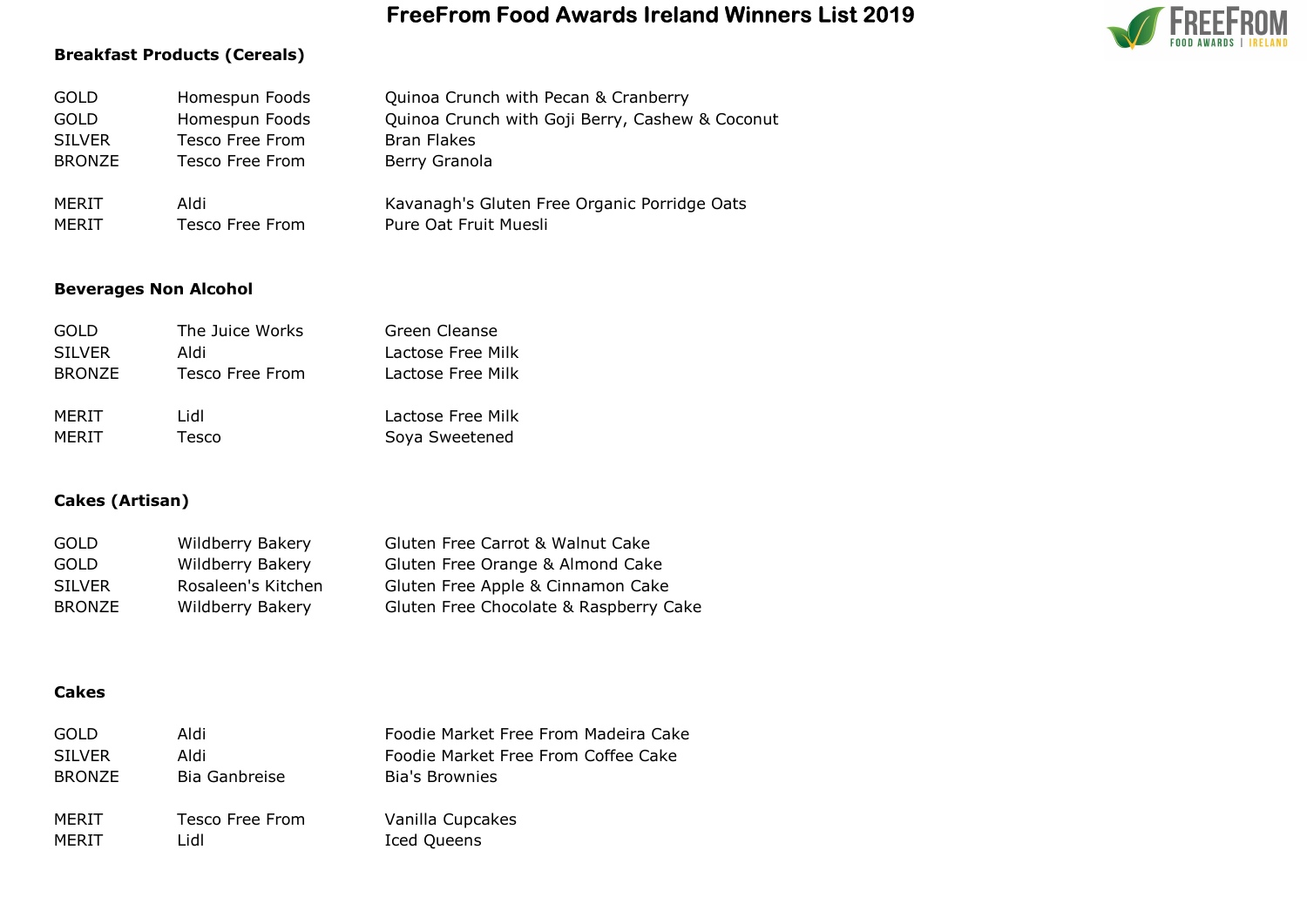# FreeFrom Food Awards Ireland Winners List 2019

**Breakfast Products (Cereals)**

| | | |
|---|---|---|
| GOLD | Homespun Foods | Quinoa Crunch with Pecan & Cranberry |
| GOLD | Homespun Foods | Quinoa Crunch with Goji Berry, Cashew & Coconut |
| SILVER | Tesco Free From | Bran Flakes |
| BRONZE | Tesco Free From | Berry Granola |
| MERIT | Aldi | Kavanagh's Gluten Free Organic Porridge Oats |
| MERIT | Tesco Free From | Pure Oat Fruit Muesli |

**Beverages Non Alcohol**

| | | |
|---|---|---|
| GOLD | The Juice Works | Green Cleanse |
| SILVER | Aldi | Lactose Free Milk |
| BRONZE | Tesco Free From | Lactose Free Milk |
| MERIT | Lidl | Lactose Free Milk |
| MERIT | Tesco | Soya Sweetened |

**Cakes (Artisan)**

| | | |
|---|---|---|
| GOLD | Wildberry Bakery | Gluten Free Carrot & Walnut Cake |
| GOLD | Wildberry Bakery | Gluten Free Orange & Almond Cake |
| SILVER | Rosaleen's Kitchen | Gluten Free Apple & Cinnamon Cake |
| BRONZE | Wildberry Bakery | Gluten Free Chocolate & Raspberry Cake |

**Cakes**

| | | |
|---|---|---|
| GOLD | Aldi | Foodie Market Free From Madeira Cake |
| SILVER | Aldi | Foodie Market Free From Coffee Cake |
| BRONZE | Bia Ganbreise | Bia's Brownies |
| MERIT | Tesco Free From | Vanilla Cupcakes |
| MERIT | Lidl | Iced Queens |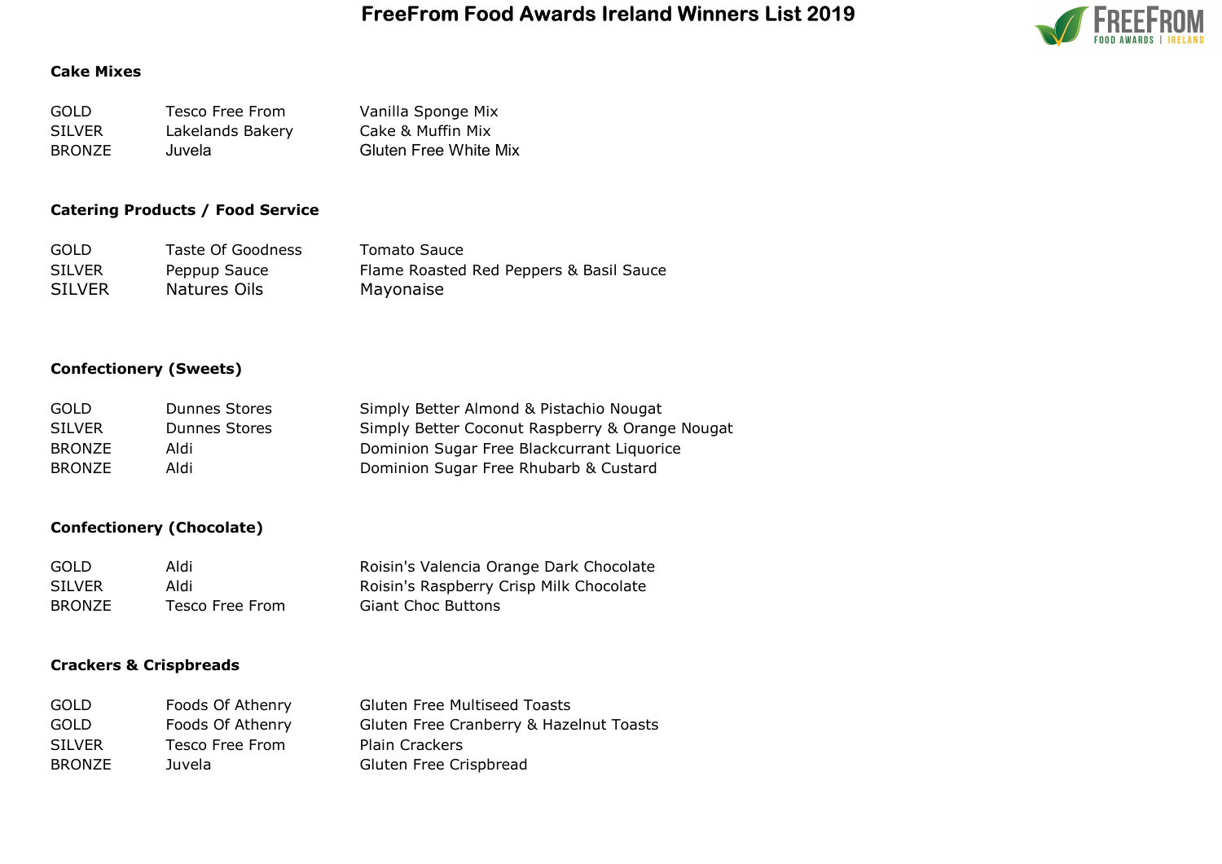# FreeFrom Food Awards Ireland Winners List 2019

### Cake Mixes

| | | |
|---|---|---|
| GOLD | Tesco Free From | Vanilla Sponge Mix |
| SILVER | Lakelands Bakery | Cake & Muffin Mix |
| BRONZE | Juvela | Gluten Free White Mix |

### Catering Products / Food Service

| | | |
|---|---|---|
| GOLD | Taste Of Goodness | Tomato Sauce |
| SILVER | Peppup Sauce | Flame Roasted Red Peppers & Basil Sauce |
| SILVER | Natures Oils | Mayonaise |

### Confectionery (Sweets)

| | | |
|---|---|---|
| GOLD | Dunnes Stores | Simply Better Almond & Pistachio Nougat |
| SILVER | Dunnes Stores | Simply Better Coconut Raspberry & Orange Nougat |
| BRONZE | Aldi | Dominion Sugar Free Blackcurrant Liquorice |
| BRONZE | Aldi | Dominion Sugar Free Rhubarb & Custard |

### Confectionery (Chocolate)

| | | |
|---|---|---|
| GOLD | Aldi | Roisin's Valencia Orange Dark Chocolate |
| SILVER | Aldi | Roisin's Raspberry Crisp Milk Chocolate |
| BRONZE | Tesco Free From | Giant Choc Buttons |

### Crackers & Crispbreads

| | | |
|---|---|---|
| GOLD | Foods Of Athenry | Gluten Free Multiseed Toasts |
| GOLD | Foods Of Athenry | Gluten Free Cranberry & Hazelnut Toasts |
| SILVER | Tesco Free From | Plain Crackers |
| BRONZE | Juvela | Gluten Free Crispbread |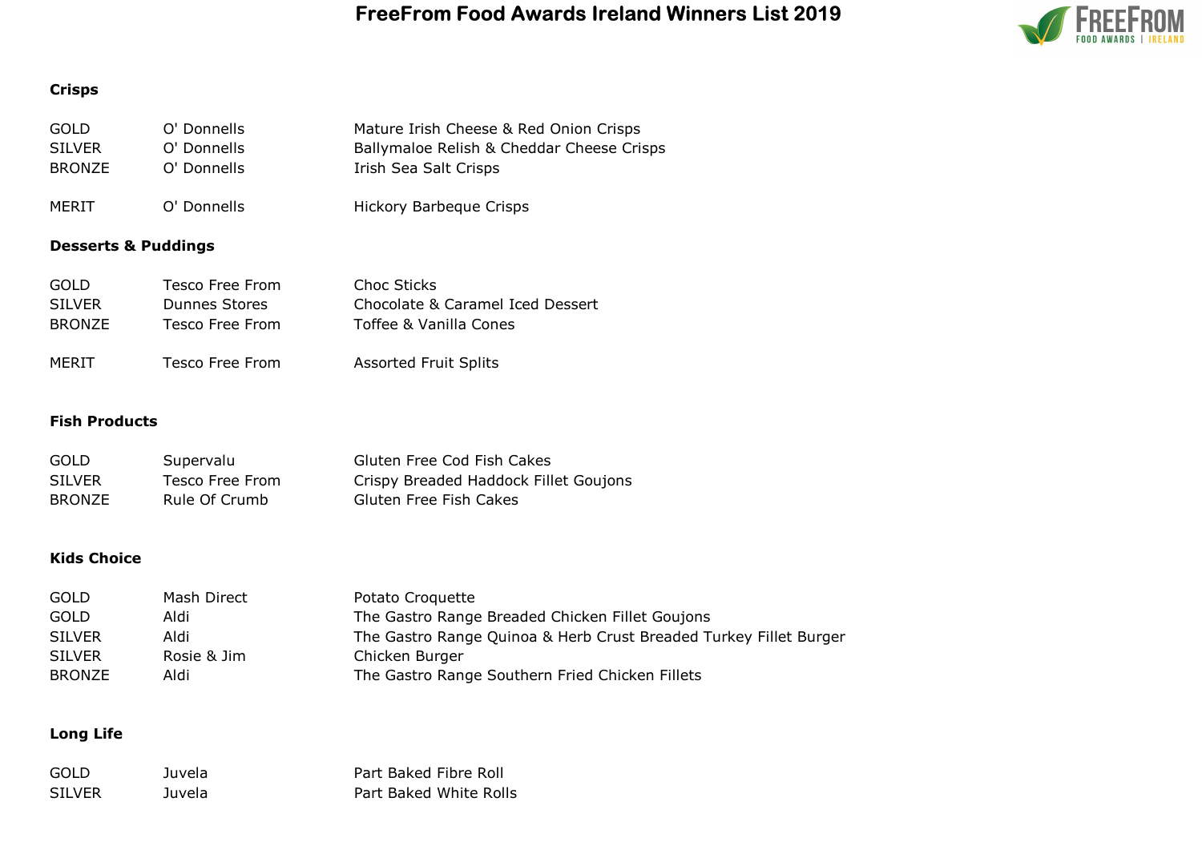# FreeFrom Food Awards Ireland Winners List 2019

### Crisps

| | | |
|---|---|---|
| GOLD | O' Donnells | Mature Irish Cheese & Red Onion Crisps |
| SILVER | O' Donnells | Ballymaloe Relish & Cheddar Cheese Crisps |
| BRONZE | O' Donnells | Irish Sea Salt Crisps |
| MERIT | O' Donnells | Hickory Barbeque Crisps |

### Desserts & Puddings

| | | |
|---|---|---|
| GOLD | Tesco Free From | Choc Sticks |
| SILVER | Dunnes Stores | Chocolate & Caramel Iced Dessert |
| BRONZE | Tesco Free From | Toffee & Vanilla Cones |
| MERIT | Tesco Free From | Assorted Fruit Splits |

### Fish Products

| | | |
|---|---|---|
| GOLD | Supervalu | Gluten Free Cod Fish Cakes |
| SILVER | Tesco Free From | Crispy Breaded Haddock Fillet Goujons |
| BRONZE | Rule Of Crumb | Gluten Free Fish Cakes |

### Kids Choice

| | | |
|---|---|---|
| GOLD | Mash Direct | Potato Croquette |
| GOLD | Aldi | The Gastro Range Breaded Chicken Fillet Goujons |
| SILVER | Aldi | The Gastro Range Quinoa & Herb Crust Breaded Turkey Fillet Burger |
| SILVER | Rosie & Jim | Chicken Burger |
| BRONZE | Aldi | The Gastro Range Southern Fried Chicken Fillets |

### Long Life

| | | |
|---|---|---|
| GOLD | Juvela | Part Baked Fibre Roll |
| SILVER | Juvela | Part Baked White Rolls |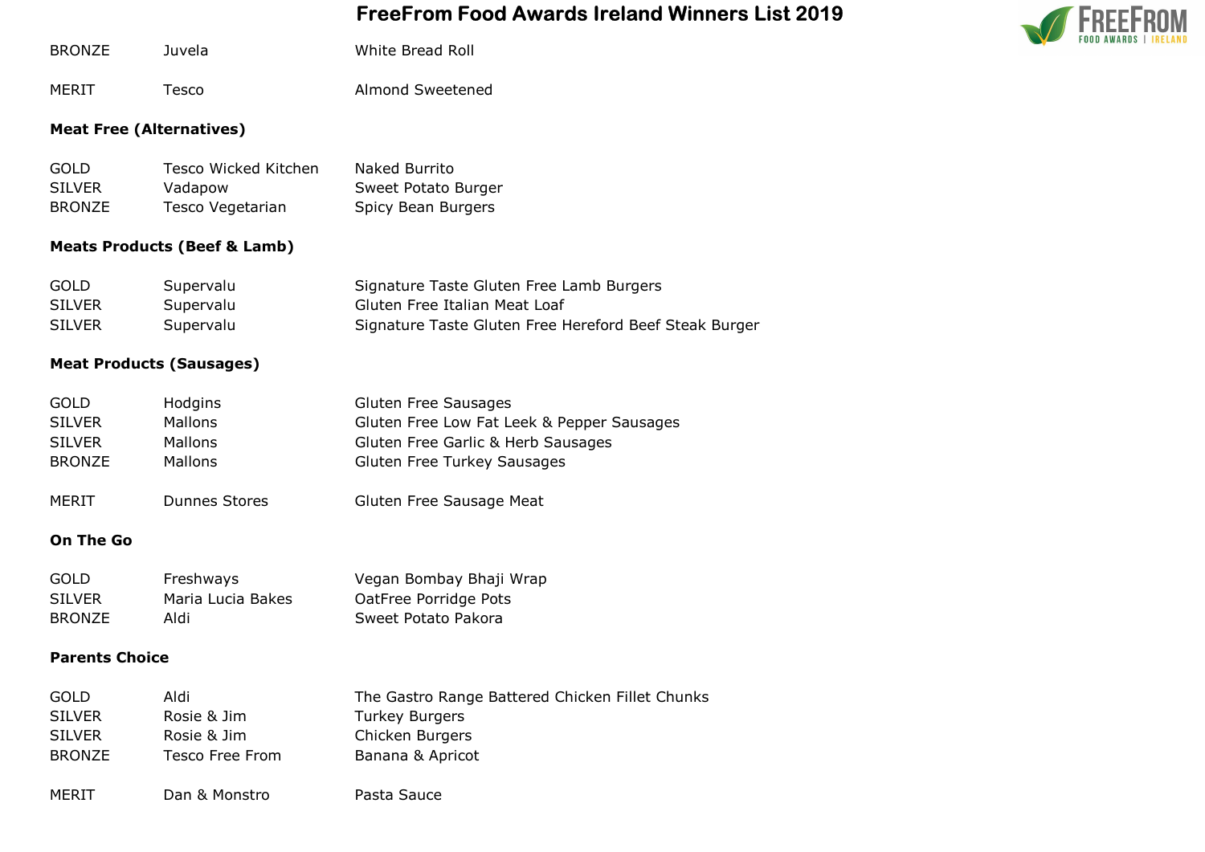# FreeFrom Food Awards Ireland Winners List 2019

| | | |
|---|---|---|
| BRONZE | Juvela | White Bread Roll |
| MERIT | Tesco | Almond Sweetened |

**Meat Free (Alternatives)**

| | | |
|---|---|---|
| GOLD | Tesco Wicked Kitchen | Naked Burrito |
| SILVER | Vadapow | Sweet Potato Burger |
| BRONZE | Tesco Vegetarian | Spicy Bean Burgers |

**Meats Products (Beef & Lamb)**

| | | |
|---|---|---|
| GOLD | Supervalu | Signature Taste Gluten Free Lamb Burgers |
| SILVER | Supervalu | Gluten Free Italian Meat Loaf |
| SILVER | Supervalu | Signature Taste Gluten Free Hereford Beef Steak Burger |

**Meat Products (Sausages)**

| | | |
|---|---|---|
| GOLD | Hodgins | Gluten Free Sausages |
| SILVER | Mallons | Gluten Free Low Fat Leek & Pepper Sausages |
| SILVER | Mallons | Gluten Free Garlic & Herb Sausages |
| BRONZE | Mallons | Gluten Free Turkey Sausages |
| MERIT | Dunnes Stores | Gluten Free Sausage Meat |

**On The Go**

| | | |
|---|---|---|
| GOLD | Freshways | Vegan Bombay Bhaji Wrap |
| SILVER | Maria Lucia Bakes | OatFree Porridge Pots |
| BRONZE | Aldi | Sweet Potato Pakora |

**Parents Choice**

| | | |
|---|---|---|
| GOLD | Aldi | The Gastro Range Battered Chicken Fillet Chunks |
| SILVER | Rosie & Jim | Turkey Burgers |
| SILVER | Rosie & Jim | Chicken Burgers |
| BRONZE | Tesco Free From | Banana & Apricot |
| MERIT | Dan & Monstro | Pasta Sauce |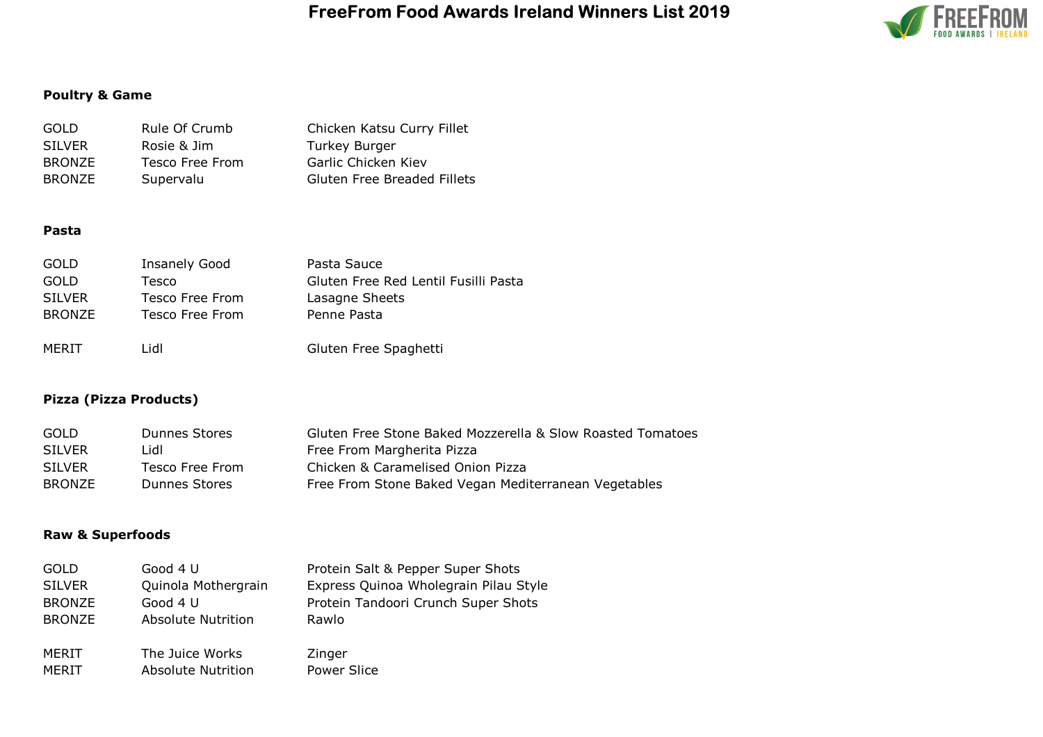# FreeFrom Food Awards Ireland Winners List 2019

### Poultry & Game

| | | |
|---|---|---|
| GOLD | Rule Of Crumb | Chicken Katsu Curry Fillet |
| SILVER | Rosie & Jim | Turkey Burger |
| BRONZE | Tesco Free From | Garlic Chicken Kiev |
| BRONZE | Supervalu | Gluten Free Breaded Fillets |

### Pasta

| | | |
|---|---|---|
| GOLD | Insanely Good | Pasta Sauce |
| GOLD | Tesco | Gluten Free Red Lentil Fusilli Pasta |
| SILVER | Tesco Free From | Lasagne Sheets |
| BRONZE | Tesco Free From | Penne Pasta |
| MERIT | Lidl | Gluten Free Spaghetti |

### Pizza (Pizza Products)

| | | |
|---|---|---|
| GOLD | Dunnes Stores | Gluten Free Stone Baked Mozzerella & Slow Roasted Tomatoes |
| SILVER | Lidl | Free From Margherita Pizza |
| SILVER | Tesco Free From | Chicken & Caramelised Onion Pizza |
| BRONZE | Dunnes Stores | Free From Stone Baked Vegan Mediterranean Vegetables |

### Raw & Superfoods

| | | |
|---|---|---|
| GOLD | Good 4 U | Protein Salt & Pepper Super Shots |
| SILVER | Quinola Mothergrain | Express Quinoa Wholegrain Pilau Style |
| BRONZE | Good 4 U | Protein Tandoori Crunch Super Shots |
| BRONZE | Absolute Nutrition | Rawlo |
| MERIT | The Juice Works | Zinger |
| MERIT | Absolute Nutrition | Power Slice |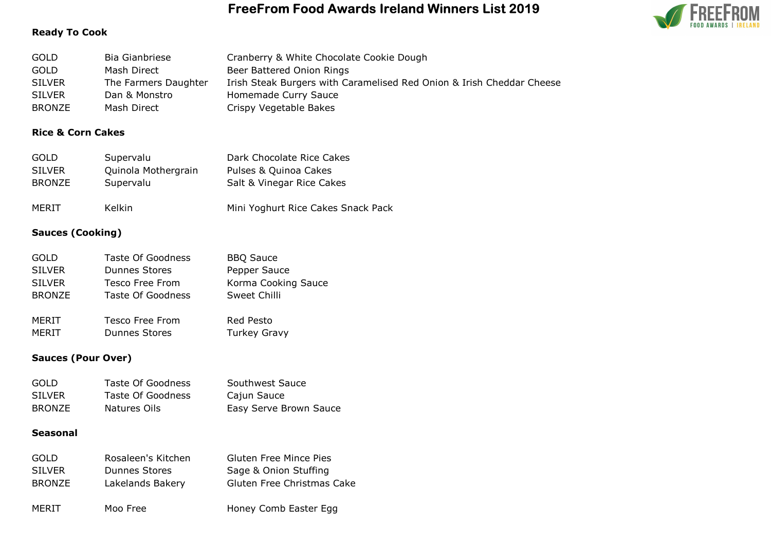# FreeFrom Food Awards Ireland Winners List 2019

### Ready To Cook

| | | |
|---|---|---|
| GOLD | Bia Gianbriese | Cranberry & White Chocolate Cookie Dough |
| GOLD | Mash Direct | Beer Battered Onion Rings |
| SILVER | The Farmers Daughter | Irish Steak Burgers with Caramelised Red Onion & Irish Cheddar Cheese |
| SILVER | Dan & Monstro | Homemade Curry Sauce |
| BRONZE | Mash Direct | Crispy Vegetable Bakes |

### Rice & Corn Cakes

| | | |
|---|---|---|
| GOLD | Supervalu | Dark Chocolate Rice Cakes |
| SILVER | Quinola Mothergrain | Pulses & Quinoa Cakes |
| BRONZE | Supervalu | Salt & Vinegar Rice Cakes |
| MERIT | Kelkin | Mini Yoghurt Rice Cakes Snack Pack |

### Sauces (Cooking)

| | | |
|---|---|---|
| GOLD | Taste Of Goodness | BBQ Sauce |
| SILVER | Dunnes Stores | Pepper Sauce |
| SILVER | Tesco Free From | Korma Cooking Sauce |
| BRONZE | Taste Of Goodness | Sweet Chilli |
| MERIT | Tesco Free From | Red Pesto |
| MERIT | Dunnes Stores | Turkey Gravy |

### Sauces (Pour Over)

| | | |
|---|---|---|
| GOLD | Taste Of Goodness | Southwest Sauce |
| SILVER | Taste Of Goodness | Cajun Sauce |
| BRONZE | Natures Oils | Easy Serve Brown Sauce |

### Seasonal

| | | |
|---|---|---|
| GOLD | Rosaleen's Kitchen | Gluten Free Mince Pies |
| SILVER | Dunnes Stores | Sage & Onion Stuffing |
| BRONZE | Lakelands Bakery | Gluten Free Christmas Cake |
| MERIT | Moo Free | Honey Comb Easter Egg |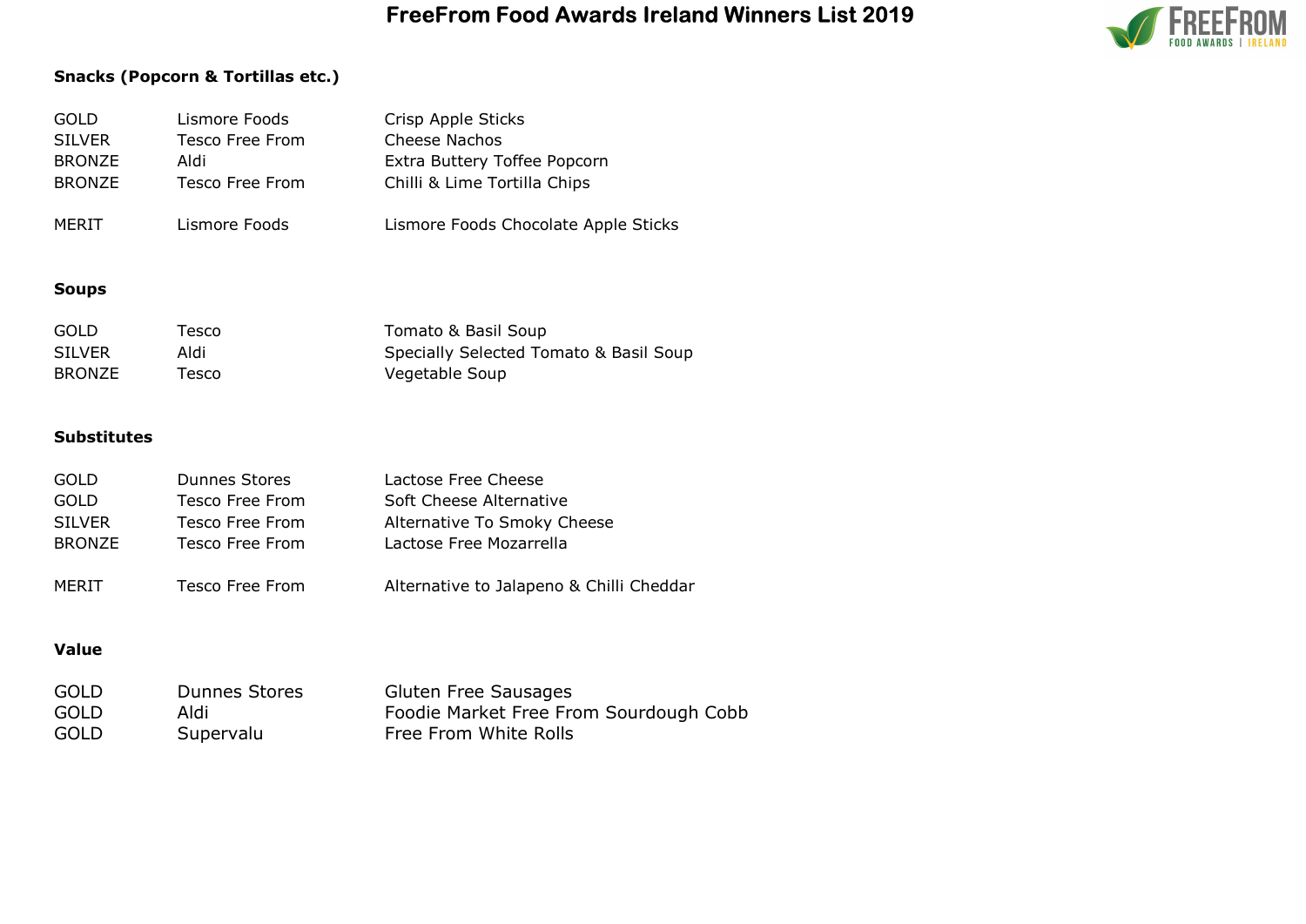# FreeFrom Food Awards Ireland Winners List 2019

## Snacks (Popcorn & Tortillas etc.)

| | | |
|---|---|---|
| GOLD | Lismore Foods | Crisp Apple Sticks |
| SILVER | Tesco Free From | Cheese Nachos |
| BRONZE | Aldi | Extra Buttery Toffee Popcorn |
| BRONZE | Tesco Free From | Chilli & Lime Tortilla Chips |
| MERIT | Lismore Foods | Lismore Foods Chocolate Apple Sticks |

## Soups

| | | |
|---|---|---|
| GOLD | Tesco | Tomato & Basil Soup |
| SILVER | Aldi | Specially Selected Tomato & Basil Soup |
| BRONZE | Tesco | Vegetable Soup |

## Substitutes

| | | |
|---|---|---|
| GOLD | Dunnes Stores | Lactose Free Cheese |
| GOLD | Tesco Free From | Soft Cheese Alternative |
| SILVER | Tesco Free From | Alternative To Smoky Cheese |
| BRONZE | Tesco Free From | Lactose Free Mozarrella |
| MERIT | Tesco Free From | Alternative to Jalapeno & Chilli Cheddar |

## Value

| | | |
|---|---|---|
| GOLD | Dunnes Stores | Gluten Free Sausages |
| GOLD | Aldi | Foodie Market Free From Sourdough Cobb |
| GOLD | Supervalu | Free From White Rolls |